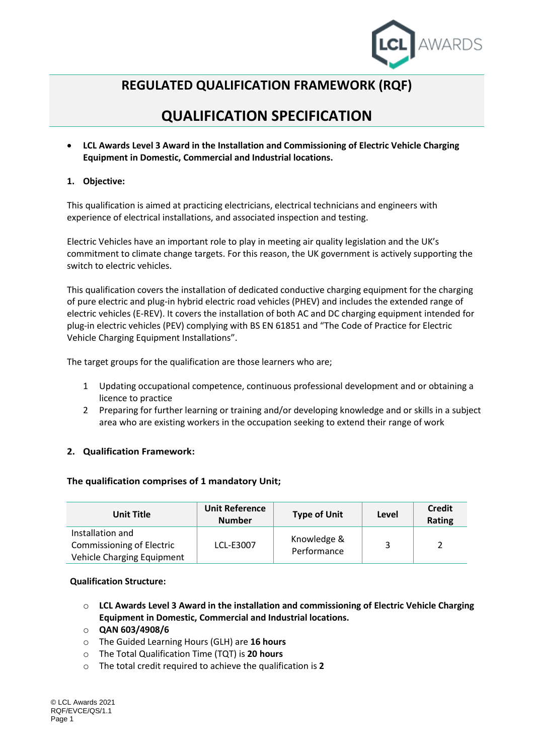# REGULATED QUALIFICATION FRAMEWORK (RQF)

# QUALIFICATION SPECIFICATION

- **LCL Awards Level 3 Award in the Installation and Commissioning of Electric Vehicle Charging Equipment in Domestic, Commercial and Industrial locations.**

## 1. Objective:

This qualification is aimed at practicing electricians, electrical technicians and engineers with experience of electrical installations, and associated inspection and testing.

Electric Vehicles have an important role to play in meeting air quality legislation and the UK's commitment to climate change targets. For this reason, the UK government is actively supporting the switch to electric vehicles.

This qualification covers the installation of dedicated conductive charging equipment for the charging of pure electric and plug-in hybrid electric road vehicles (PHEV) and includes the extended range of electric vehicles (E-REV). It covers the installation of both AC and DC charging equipment intended for plug-in electric vehicles (PEV) complying with BS EN 61851 and "The Code of Practice for Electric Vehicle Charging Equipment Installations".

The target groups for the qualification are those learners who are;

1. Updating occupational competence, continuous professional development and or obtaining a licence to practice
2. Preparing for further learning or training and/or developing knowledge and or skills in a subject area who are existing workers in the occupation seeking to extend their range of work

## 2. Qualification Framework:

**The qualification comprises of 1 mandatory Unit;**

| Unit Title | Unit Reference Number | Type of Unit | Level | Credit Rating |
|---|---|---|---|---|
| Installation and Commissioning of Electric Vehicle Charging Equipment | LCL-E3007 | Knowledge & Performance | 3 | 2 |

**Qualification Structure:**

- **LCL Awards Level 3 Award in the installation and commissioning of Electric Vehicle Charging Equipment in Domestic, Commercial and Industrial locations.**
- **QAN 603/4908/6**
- The Guided Learning Hours (GLH) are **16 hours**
- The Total Qualification Time (TQT) is **20 hours**
- The total credit required to achieve the qualification is **2**

© LCL Awards 2021
RQF/EVCE/QS/1.1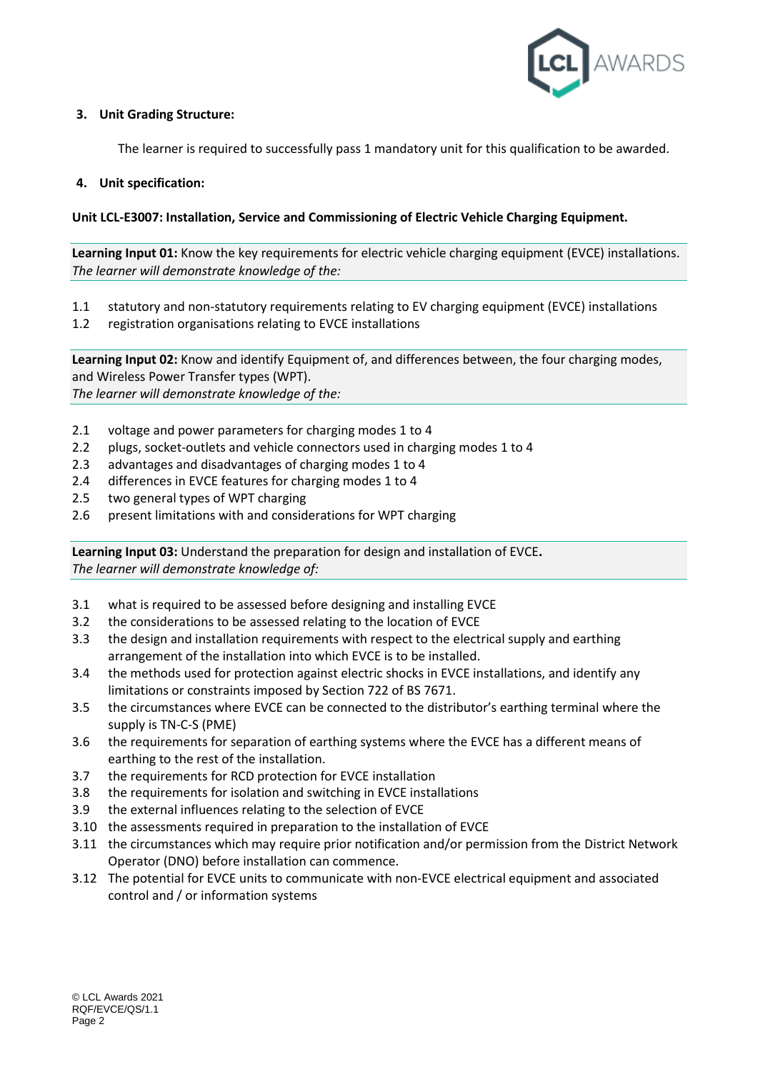### 3. Unit Grading Structure:

The learner is required to successfully pass 1 mandatory unit for this qualification to be awarded.

### 4. Unit specification:

**Unit LCL-E3007: Installation, Service and Commissioning of Electric Vehicle Charging Equipment.**

**Learning Input 01:** Know the key requirements for electric vehicle charging equipment (EVCE) installations.
*The learner will demonstrate knowledge of the:*

1.1 statutory and non-statutory requirements relating to EV charging equipment (EVCE) installations
1.2 registration organisations relating to EVCE installations

**Learning Input 02:** Know and identify Equipment of, and differences between, the four charging modes, and Wireless Power Transfer types (WPT).
*The learner will demonstrate knowledge of the:*

2.1 voltage and power parameters for charging modes 1 to 4
2.2 plugs, socket-outlets and vehicle connectors used in charging modes 1 to 4
2.3 advantages and disadvantages of charging modes 1 to 4
2.4 differences in EVCE features for charging modes 1 to 4
2.5 two general types of WPT charging
2.6 present limitations with and considerations for WPT charging

**Learning Input 03:** Understand the preparation for design and installation of EVCE**.**
*The learner will demonstrate knowledge of:*

3.1 what is required to be assessed before designing and installing EVCE
3.2 the considerations to be assessed relating to the location of EVCE
3.3 the design and installation requirements with respect to the electrical supply and earthing arrangement of the installation into which EVCE is to be installed.
3.4 the methods used for protection against electric shocks in EVCE installations, and identify any limitations or constraints imposed by Section 722 of BS 7671.
3.5 the circumstances where EVCE can be connected to the distributor's earthing terminal where the supply is TN-C-S (PME)
3.6 the requirements for separation of earthing systems where the EVCE has a different means of earthing to the rest of the installation.
3.7 the requirements for RCD protection for EVCE installation
3.8 the requirements for isolation and switching in EVCE installations
3.9 the external influences relating to the selection of EVCE
3.10 the assessments required in preparation to the installation of EVCE
3.11 the circumstances which may require prior notification and/or permission from the District Network Operator (DNO) before installation can commence.
3.12 The potential for EVCE units to communicate with non-EVCE electrical equipment and associated control and / or information systems

© LCL Awards 2021
RQF/EVCE/QS/1.1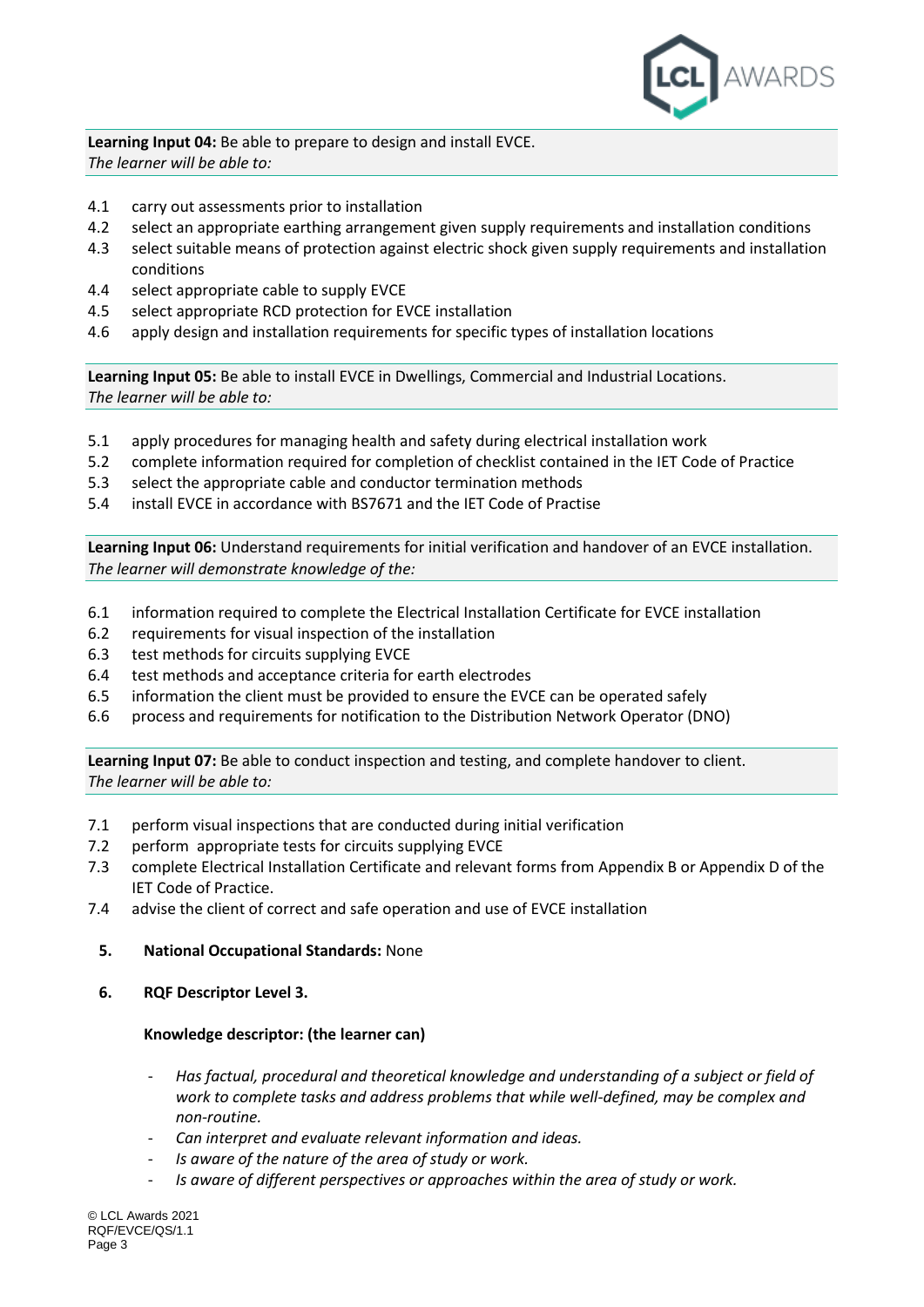**Learning Input 04:** Be able to prepare to design and install EVCE.
*The learner will be able to:*

4.1 carry out assessments prior to installation
4.2 select an appropriate earthing arrangement given supply requirements and installation conditions
4.3 select suitable means of protection against electric shock given supply requirements and installation conditions
4.4 select appropriate cable to supply EVCE
4.5 select appropriate RCD protection for EVCE installation
4.6 apply design and installation requirements for specific types of installation locations

**Learning Input 05:** Be able to install EVCE in Dwellings, Commercial and Industrial Locations.
*The learner will be able to:*

5.1 apply procedures for managing health and safety during electrical installation work
5.2 complete information required for completion of checklist contained in the IET Code of Practice
5.3 select the appropriate cable and conductor termination methods
5.4 install EVCE in accordance with BS7671 and the IET Code of Practise

**Learning Input 06:** Understand requirements for initial verification and handover of an EVCE installation.
*The learner will demonstrate knowledge of the:*

6.1 information required to complete the Electrical Installation Certificate for EVCE installation
6.2 requirements for visual inspection of the installation
6.3 test methods for circuits supplying EVCE
6.4 test methods and acceptance criteria for earth electrodes
6.5 information the client must be provided to ensure the EVCE can be operated safely
6.6 process and requirements for notification to the Distribution Network Operator (DNO)

**Learning Input 07:** Be able to conduct inspection and testing, and complete handover to client.
*The learner will be able to:*

7.1 perform visual inspections that are conducted during initial verification
7.2 perform appropriate tests for circuits supplying EVCE
7.3 complete Electrical Installation Certificate and relevant forms from Appendix B or Appendix D of the IET Code of Practice.
7.4 advise the client of correct and safe operation and use of EVCE installation

**5. National Occupational Standards:** None

**6. RQF Descriptor Level 3.**

**Knowledge descriptor: (the learner can)**

- *Has factual, procedural and theoretical knowledge and understanding of a subject or field of work to complete tasks and address problems that while well-defined, may be complex and non-routine.*
- *Can interpret and evaluate relevant information and ideas.*
- *Is aware of the nature of the area of study or work.*
- *Is aware of different perspectives or approaches within the area of study or work.*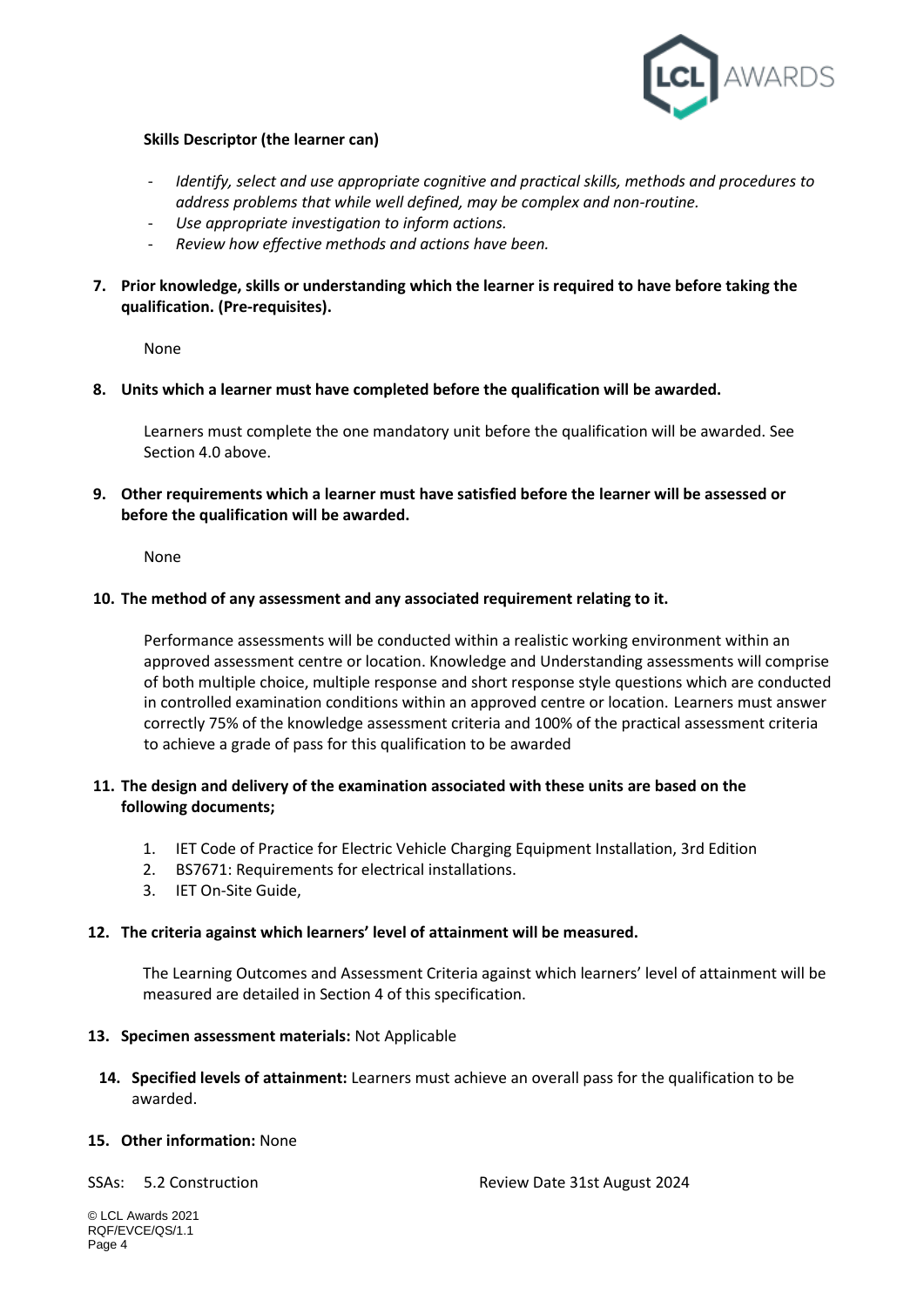**Skills Descriptor (the learner can)**

- *Identify, select and use appropriate cognitive and practical skills, methods and procedures to address problems that while well defined, may be complex and non-routine.*
- *Use appropriate investigation to inform actions.*
- *Review how effective methods and actions have been.*

7. **Prior knowledge, skills or understanding which the learner is required to have before taking the qualification. (Pre-requisites).**

   None

8. **Units which a learner must have completed before the qualification will be awarded.**

   Learners must complete the one mandatory unit before the qualification will be awarded. See Section 4.0 above.

9. **Other requirements which a learner must have satisfied before the learner will be assessed or before the qualification will be awarded.**

   None

10. **The method of any assessment and any associated requirement relating to it.**

    Performance assessments will be conducted within a realistic working environment within an approved assessment centre or location. Knowledge and Understanding assessments will comprise of both multiple choice, multiple response and short response style questions which are conducted in controlled examination conditions within an approved centre or location. Learners must answer correctly 75% of the knowledge assessment criteria and 100% of the practical assessment criteria to achieve a grade of pass for this qualification to be awarded

11. **The design and delivery of the examination associated with these units are based on the following documents;**

    1. IET Code of Practice for Electric Vehicle Charging Equipment Installation, 3rd Edition
    2. BS7671: Requirements for electrical installations.
    3. IET On-Site Guide,

12. **The criteria against which learners' level of attainment will be measured.**

    The Learning Outcomes and Assessment Criteria against which learners' level of attainment will be measured are detailed in Section 4 of this specification.

13. **Specimen assessment materials:** Not Applicable

14. **Specified levels of attainment:** Learners must achieve an overall pass for the qualification to be awarded.

15. **Other information:** None

SSAs: 5.2 Construction Review Date 31st August 2024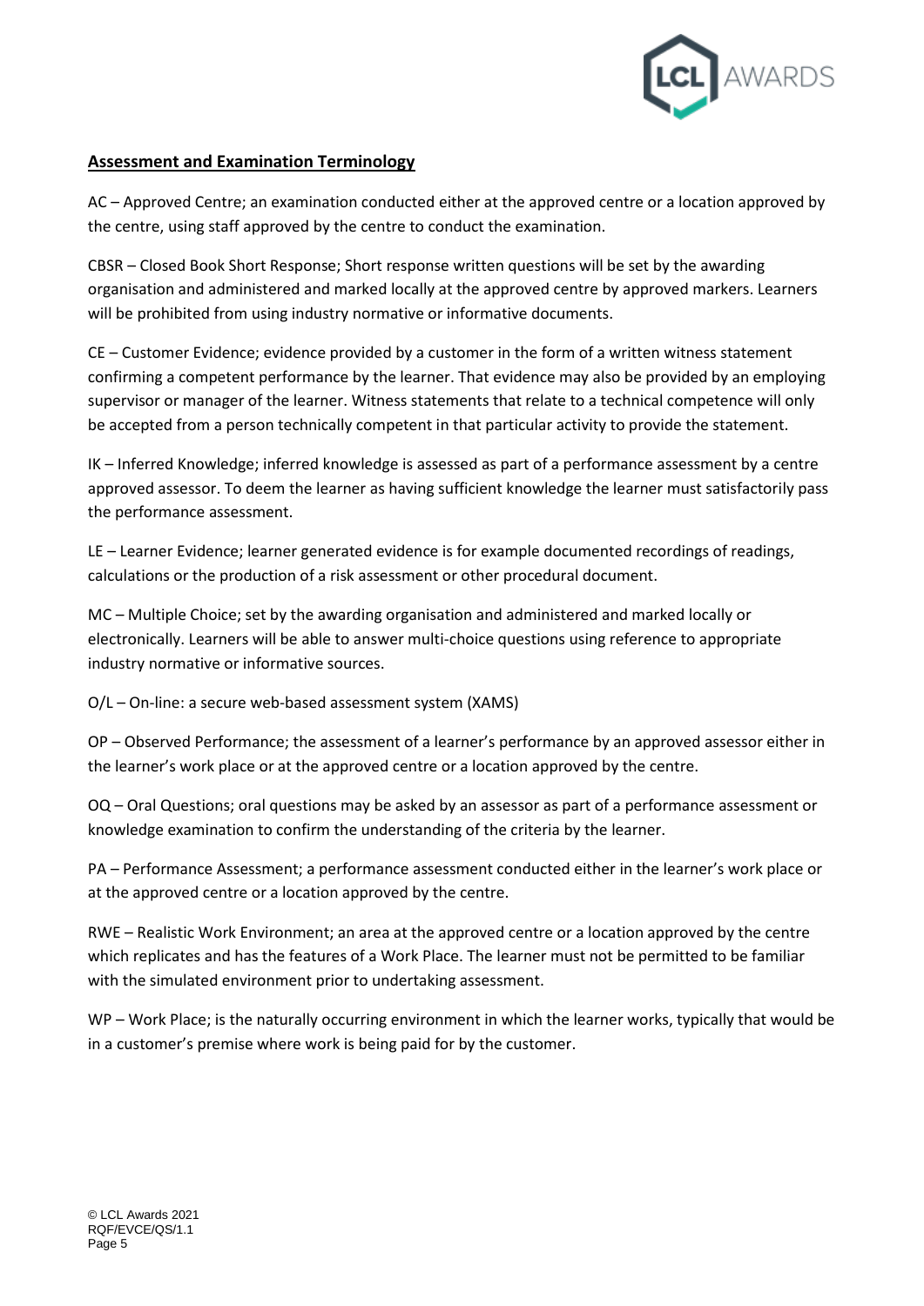## Assessment and Examination Terminology

AC – Approved Centre; an examination conducted either at the approved centre or a location approved by the centre, using staff approved by the centre to conduct the examination.

CBSR – Closed Book Short Response; Short response written questions will be set by the awarding organisation and administered and marked locally at the approved centre by approved markers. Learners will be prohibited from using industry normative or informative documents.

CE – Customer Evidence; evidence provided by a customer in the form of a written witness statement confirming a competent performance by the learner. That evidence may also be provided by an employing supervisor or manager of the learner. Witness statements that relate to a technical competence will only be accepted from a person technically competent in that particular activity to provide the statement.

IK – Inferred Knowledge; inferred knowledge is assessed as part of a performance assessment by a centre approved assessor. To deem the learner as having sufficient knowledge the learner must satisfactorily pass the performance assessment.

LE – Learner Evidence; learner generated evidence is for example documented recordings of readings, calculations or the production of a risk assessment or other procedural document.

MC – Multiple Choice; set by the awarding organisation and administered and marked locally or electronically. Learners will be able to answer multi-choice questions using reference to appropriate industry normative or informative sources.

O/L – On-line: a secure web-based assessment system (XAMS)

OP – Observed Performance; the assessment of a learner's performance by an approved assessor either in the learner's work place or at the approved centre or a location approved by the centre.

OQ – Oral Questions; oral questions may be asked by an assessor as part of a performance assessment or knowledge examination to confirm the understanding of the criteria by the learner.

PA – Performance Assessment; a performance assessment conducted either in the learner's work place or at the approved centre or a location approved by the centre.

RWE – Realistic Work Environment; an area at the approved centre or a location approved by the centre which replicates and has the features of a Work Place. The learner must not be permitted to be familiar with the simulated environment prior to undertaking assessment.

WP – Work Place; is the naturally occurring environment in which the learner works, typically that would be in a customer's premise where work is being paid for by the customer.